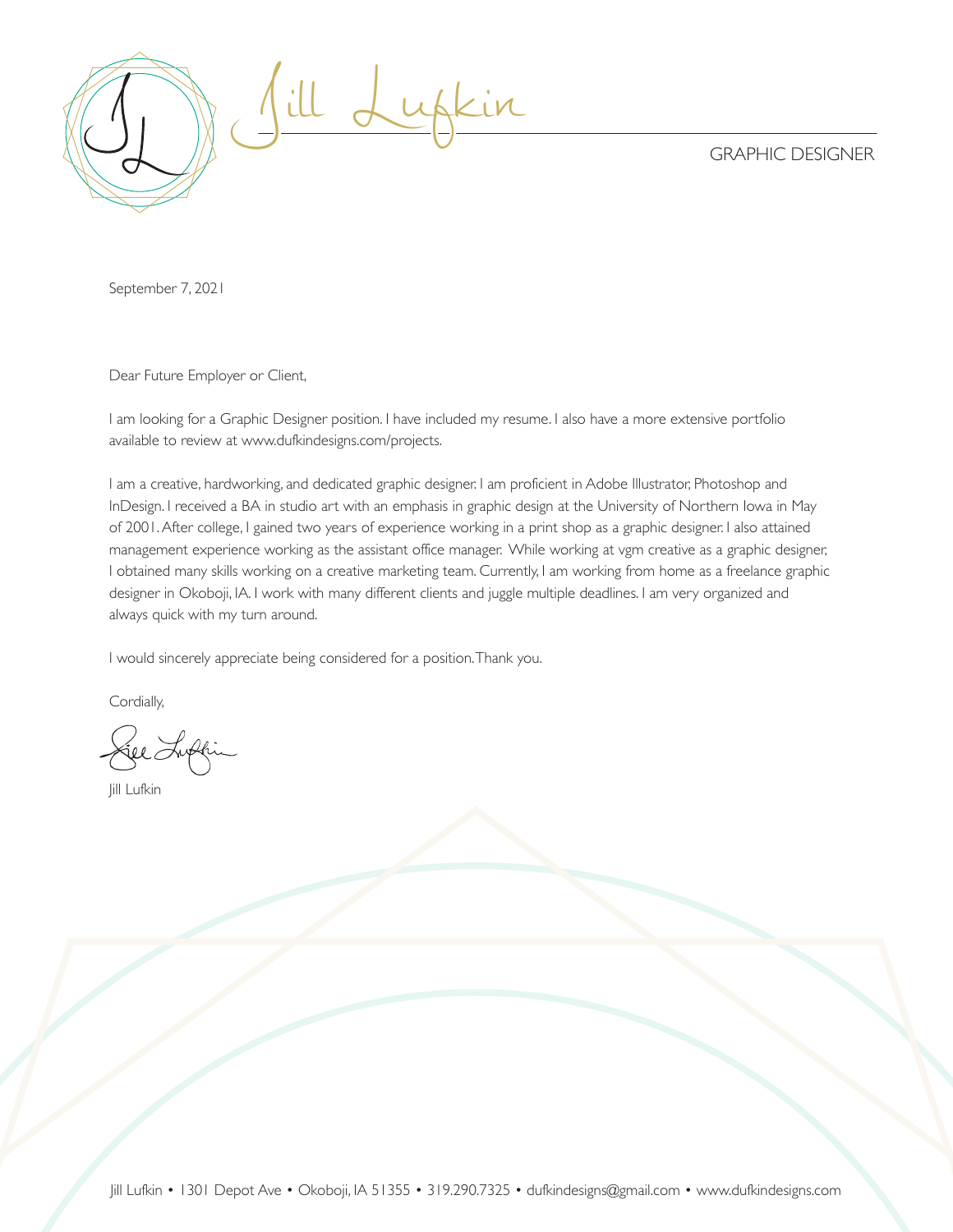# Jill Lufkin

GRAPHIC DESIGNER

September 7, 2021

Dear Future Employer or Client,

I am looking for a Graphic Designer position. I have included my resume. I also have a more extensive portfolio available to review at www.dufkindesigns.com/projects.

I am a creative, hardworking, and dedicated graphic designer. I am proficient in Adobe Illustrator, Photoshop and InDesign. I received a BA in studio art with an emphasis in graphic design at the University of Northern Iowa in May of 2001. After college, I gained two years of experience working in a print shop as a graphic designer. I also attained management experience working as the assistant office manager. While working at vgm creative as a graphic designer, I obtained many skills working on a creative marketing team. Currently, I am working from home as a freelance graphic designer in Okoboji, IA. I work with many different clients and juggle multiple deadlines. I am very organized and always quick with my turn around.

I would sincerely appreciate being considered for a position. Thank you.

Cordially,

Jill Lufkin

Jill Lufkin • 1301 Depot Ave • Okoboji, IA 51355 • 319.290.7325 • dufkindesigns@gmail.com • www.dufkindesigns.com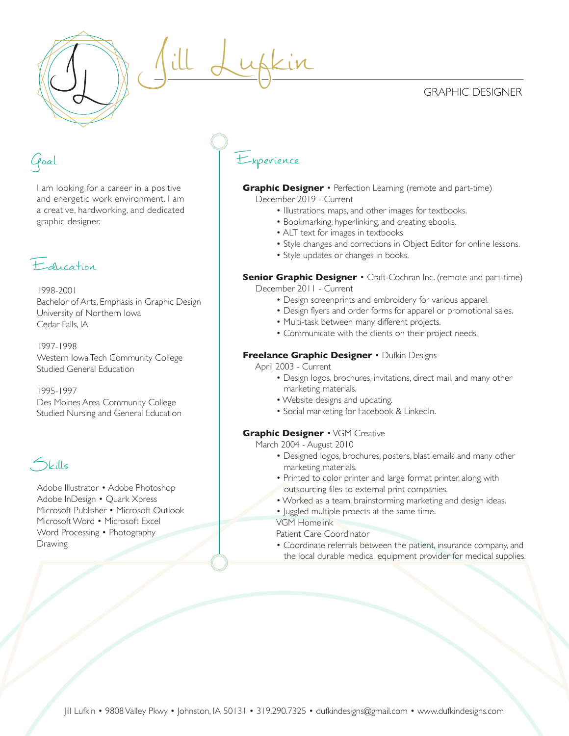# Jill Lufkin

GRAPHIC DESIGNER

## Goal

I am looking for a career in a positive and energetic work environment. I am a creative, hardworking, and dedicated graphic designer.

## Education

1998-2001
Bachelor of Arts, Emphasis in Graphic Design
University of Northern Iowa
Cedar Falls, IA

1997-1998
Western Iowa Tech Community College
Studied General Education

1995-1997
Des Moines Area Community College
Studied Nursing and General Education

## Skills

Adobe Illustrator • Adobe Photoshop
Adobe InDesign • Quark Xpress
Microsoft Publisher • Microsoft Outlook
Microsoft Word • Microsoft Excel
Word Processing • Photography
Drawing

## Experience

**Graphic Designer** • Perfection Learning (remote and part-time)
December 2019 - Current

- Illustrations, maps, and other images for textbooks.
- Bookmarking, hyperlinking, and creating ebooks.
- ALT text for images in textbooks.
- Style changes and corrections in Object Editor for online lessons.
- Style updates or changes in books.

**Senior Graphic Designer** • Craft-Cochran Inc. (remote and part-time)
December 2011 - Current

- Design screenprints and embroidery for various apparel.
- Design flyers and order forms for apparel or promotional sales.
- Multi-task between many different projects.
- Communicate with the clients on their project needs.

**Freelance Graphic Designer** • Dufkin Designs
April 2003 - Current

- Design logos, brochures, invitations, direct mail, and many other marketing materials.
- Website designs and updating.
- Social marketing for Facebook & LinkedIn.

**Graphic Designer** • VGM Creative
March 2004 - August 2010

- Designed logos, brochures, posters, blast emails and many other marketing materials.
- Printed to color printer and large format printer, along with outsourcing files to external print companies.
- Worked as a team, brainstorming marketing and design ideas.
- Juggled multiple proects at the same time.

VGM Homelink
Patient Care Coordinator

- Coordinate referrals between the patient, insurance company, and the local durable medical equipment provider for medical supplies.

Jill Lufkin • 9808 Valley Pkwy • Johnston, IA 50131 • 319.290.7325 • dufkindesigns@gmail.com • www.dufkindesigns.com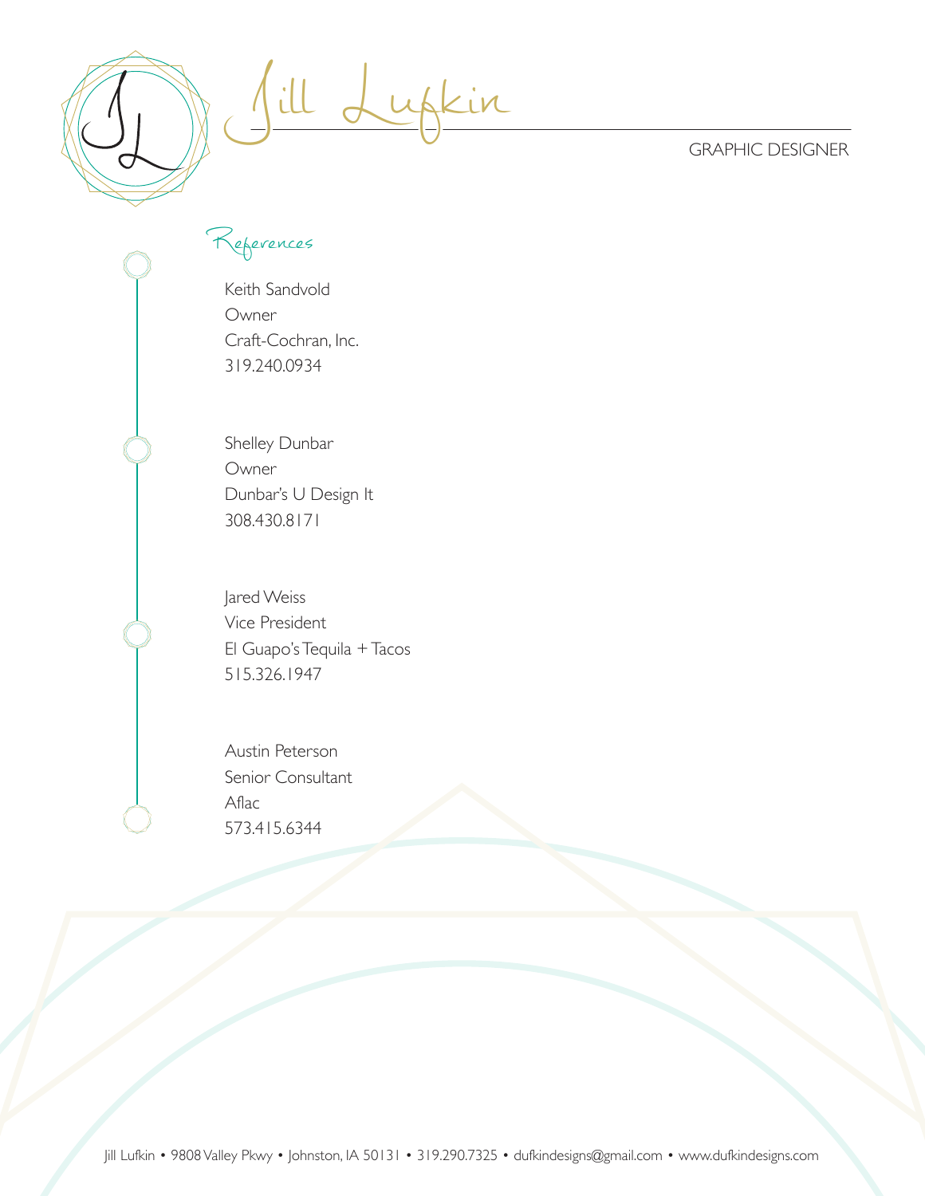# Jill Lufkin

GRAPHIC DESIGNER

## References

Keith Sandvold
Owner
Craft-Cochran, Inc.
319.240.0934

Shelley Dunbar
Owner
Dunbar's U Design It
308.430.8171

Jared Weiss
Vice President
El Guapo's Tequila + Tacos
515.326.1947

Austin Peterson
Senior Consultant
Aflac
573.415.6344

Jill Lufkin • 9808 Valley Pkwy • Johnston, IA 50131 • 319.290.7325 • dufkindesigns@gmail.com • www.dufkindesigns.com